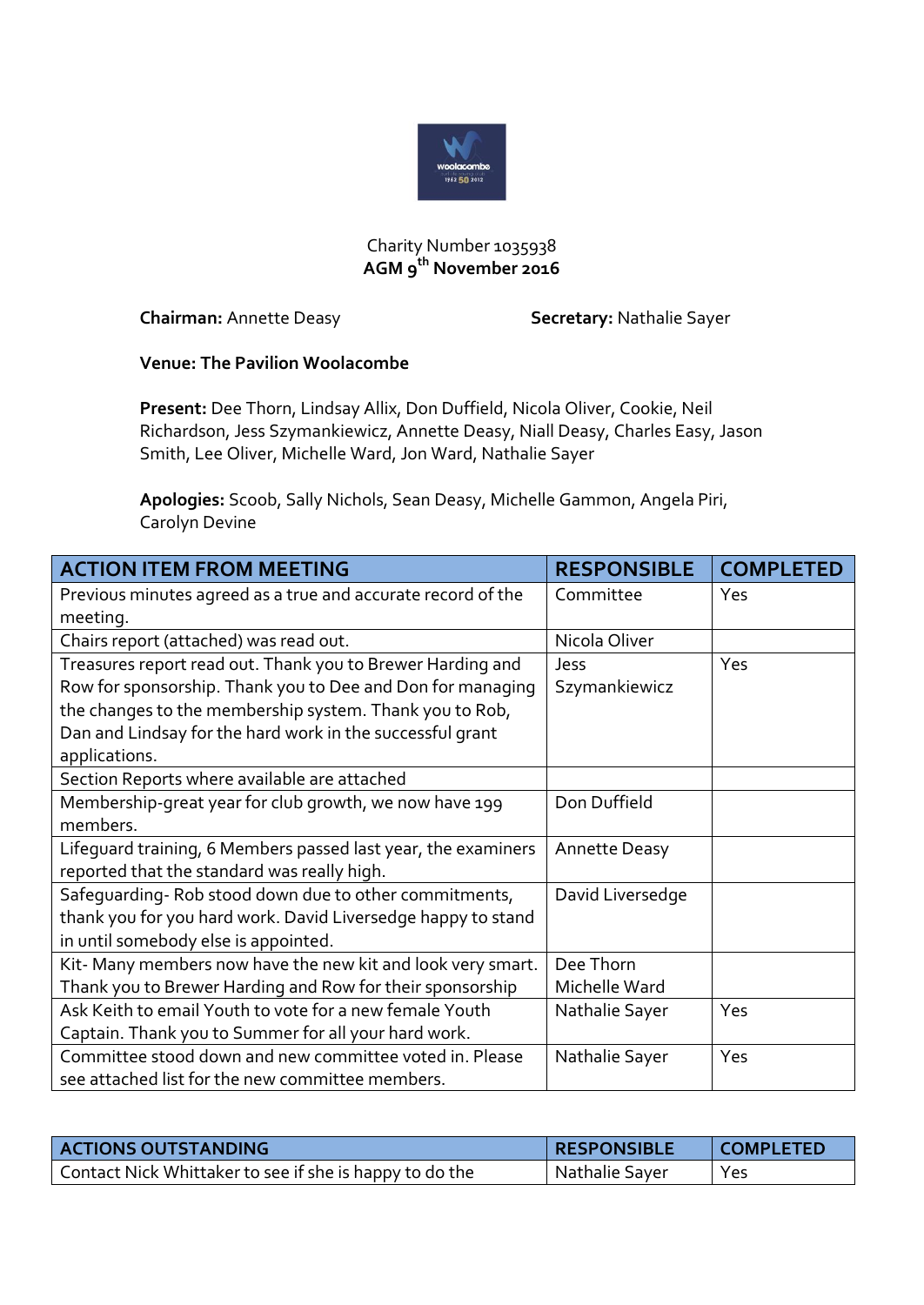Charity Number 1035938

**AGM 9th November 2016**

**Chairman:** Annette Deasy **Secretary:** Nathalie Sayer

**Venue: The Pavilion Woolacombe**

**Present:** Dee Thorn, Lindsay Allix, Don Duffield, Nicola Oliver, Cookie, Neil Richardson, Jess Szymankiewicz, Annette Deasy, Niall Deasy, Charles Easy, Jason Smith, Lee Oliver, Michelle Ward, Jon Ward, Nathalie Sayer

**Apologies:** Scoob, Sally Nichols, Sean Deasy, Michelle Gammon, Angela Piri, Carolyn Devine

| ACTION ITEM FROM MEETING | RESPONSIBLE | COMPLETED |
|---|---|---|
| Previous minutes agreed as a true and accurate record of the meeting. | Committee | Yes |
| Chairs report (attached) was read out. | Nicola Oliver | |
| Treasures report read out. Thank you to Brewer Harding and Row for sponsorship. Thank you to Dee and Don for managing the changes to the membership system. Thank you to Rob, Dan and Lindsay for the hard work in the successful grant applications. | Jess Szymankiewicz | Yes |
| Section Reports where available are attached | | |
| Membership-great year for club growth, we now have 199 members. | Don Duffield | |
| Lifeguard training, 6 Members passed last year, the examiners reported that the standard was really high. | Annette Deasy | |
| Safeguarding- Rob stood down due to other commitments, thank you for you hard work. David Liversedge happy to stand in until somebody else is appointed. | David Liversedge | |
| Kit- Many members now have the new kit and look very smart. Thank you to Brewer Harding and Row for their sponsorship | Dee Thorn Michelle Ward | |
| Ask Keith to email Youth to vote for a new female Youth Captain. Thank you to Summer for all your hard work. | Nathalie Sayer | Yes |
| Committee stood down and new committee voted in. Please see attached list for the new committee members. | Nathalie Sayer | Yes |

| ACTIONS OUTSTANDING | RESPONSIBLE | COMPLETED |
|---|---|---|
| Contact Nick Whittaker to see if she is happy to do the | Nathalie Sayer | Yes |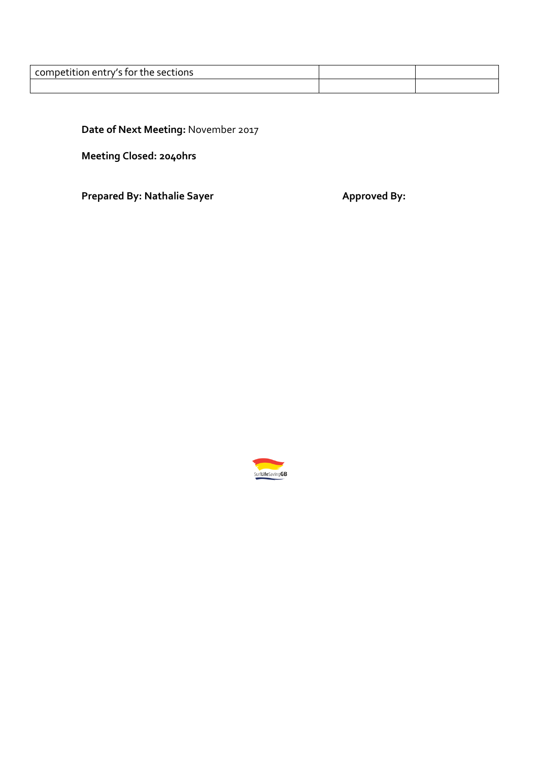| | | |
|---|---|---|
| competition entry's for the sections | | |
| | | |

**Date of Next Meeting:** November 2017

**Meeting Closed: 2040hrs**

**Prepared By: Nathalie Sayer** **Approved By:**